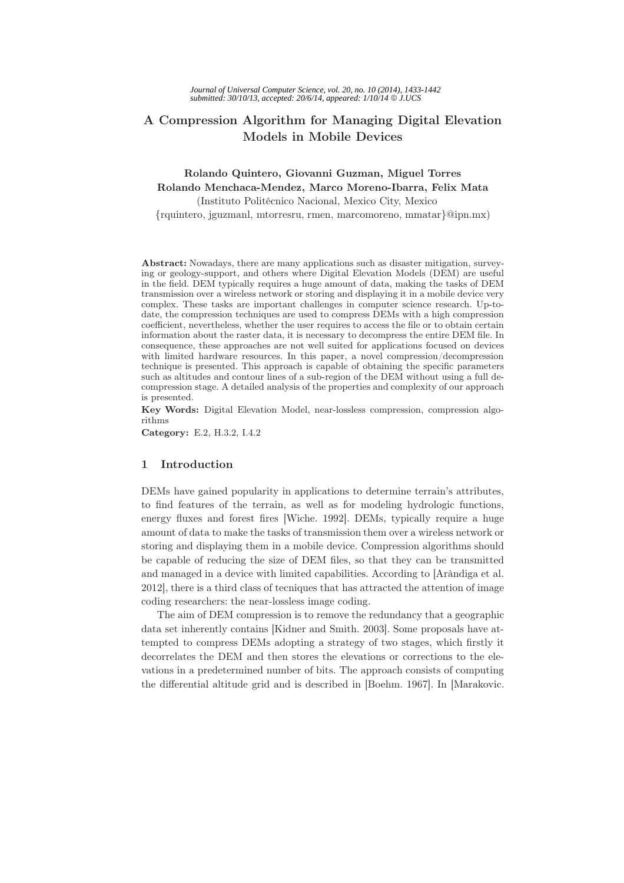# A Compression Algorithm for Managing Digital Elevation Models in Mobile Devices

**Rolando Quintero, Giovanni Guzman, Miguel Torres**
**Rolando Menchaca-Mendez, Marco Moreno-Ibarra, Felix Mata**
(Instituto Politécnico Nacional, Mexico City, Mexico
{rquintero, jguzmanl, mtorresru, rmen, marcomoreno, mmatar}@ipn.mx)

**Abstract:** Nowadays, there are many applications such as disaster mitigation, surveying or geology-support, and others where Digital Elevation Models (DEM) are useful in the field. DEM typically requires a huge amount of data, making the tasks of DEM transmission over a wireless network or storing and displaying it in a mobile device very complex. These tasks are important challenges in computer science research. Up-to-date, the compression techniques are used to compress DEMs with a high compression coefficient, nevertheless, whether the user requires to access the file or to obtain certain information about the raster data, it is necessary to decompress the entire DEM file. In consequence, these approaches are not well suited for applications focused on devices with limited hardware resources. In this paper, a novel compression/decompression technique is presented. This approach is capable of obtaining the specific parameters such as altitudes and contour lines of a sub-region of the DEM without using a full decompression stage. A detailed analysis of the properties and complexity of our approach is presented.

**Key Words:** Digital Elevation Model, near-lossless compression, compression algorithms

**Category:** E.2, H.3.2, I.4.2

## 1 Introduction

DEMs have gained popularity in applications to determine terrain's attributes, to find features of the terrain, as well as for modeling hydrologic functions, energy fluxes and forest fires [Wiche. 1992]. DEMs, typically require a huge amount of data to make the tasks of transmission them over a wireless network or storing and displaying them in a mobile device. Compression algorithms should be capable of reducing the size of DEM files, so that they can be transmitted and managed in a device with limited capabilities. According to [Aràndiga et al. 2012], there is a third class of tecniques that has attracted the attention of image coding researchers: the near-lossless image coding.

The aim of DEM compression is to remove the redundancy that a geographic data set inherently contains [Kidner and Smith. 2003]. Some proposals have attempted to compress DEMs adopting a strategy of two stages, which firstly it decorrelates the DEM and then stores the elevations or corrections to the elevations in a predetermined number of bits. The approach consists of computing the differential altitude grid and is described in [Boehm. 1967]. In [Marakovic.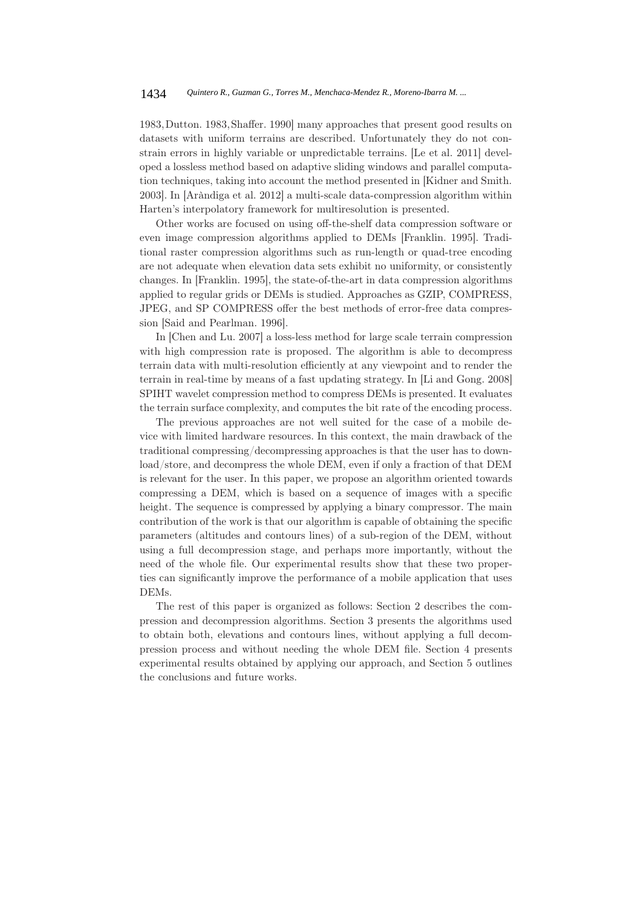1983, Dutton. 1983, Shaffer. 1990] many approaches that present good results on datasets with uniform terrains are described. Unfortunately they do not constrain errors in highly variable or unpredictable terrains. [Le et al. 2011] developed a lossless method based on adaptive sliding windows and parallel computation techniques, taking into account the method presented in [Kidner and Smith. 2003]. In [Aràndiga et al. 2012] a multi-scale data-compression algorithm within Harten's interpolatory framework for multiresolution is presented.

Other works are focused on using off-the-shelf data compression software or even image compression algorithms applied to DEMs [Franklin. 1995]. Traditional raster compression algorithms such as run-length or quad-tree encoding are not adequate when elevation data sets exhibit no uniformity, or consistently changes. In [Franklin. 1995], the state-of-the-art in data compression algorithms applied to regular grids or DEMs is studied. Approaches as GZIP, COMPRESS, JPEG, and SP COMPRESS offer the best methods of error-free data compression [Said and Pearlman. 1996].

In [Chen and Lu. 2007] a loss-less method for large scale terrain compression with high compression rate is proposed. The algorithm is able to decompress terrain data with multi-resolution efficiently at any viewpoint and to render the terrain in real-time by means of a fast updating strategy. In [Li and Gong. 2008] SPIHT wavelet compression method to compress DEMs is presented. It evaluates the terrain surface complexity, and computes the bit rate of the encoding process.

The previous approaches are not well suited for the case of a mobile device with limited hardware resources. In this context, the main drawback of the traditional compressing/decompressing approaches is that the user has to download/store, and decompress the whole DEM, even if only a fraction of that DEM is relevant for the user. In this paper, we propose an algorithm oriented towards compressing a DEM, which is based on a sequence of images with a specific height. The sequence is compressed by applying a binary compressor. The main contribution of the work is that our algorithm is capable of obtaining the specific parameters (altitudes and contours lines) of a sub-region of the DEM, without using a full decompression stage, and perhaps more importantly, without the need of the whole file. Our experimental results show that these two properties can significantly improve the performance of a mobile application that uses DEMs.

The rest of this paper is organized as follows: Section 2 describes the compression and decompression algorithms. Section 3 presents the algorithms used to obtain both, elevations and contours lines, without applying a full decompression process and without needing the whole DEM file. Section 4 presents experimental results obtained by applying our approach, and Section 5 outlines the conclusions and future works.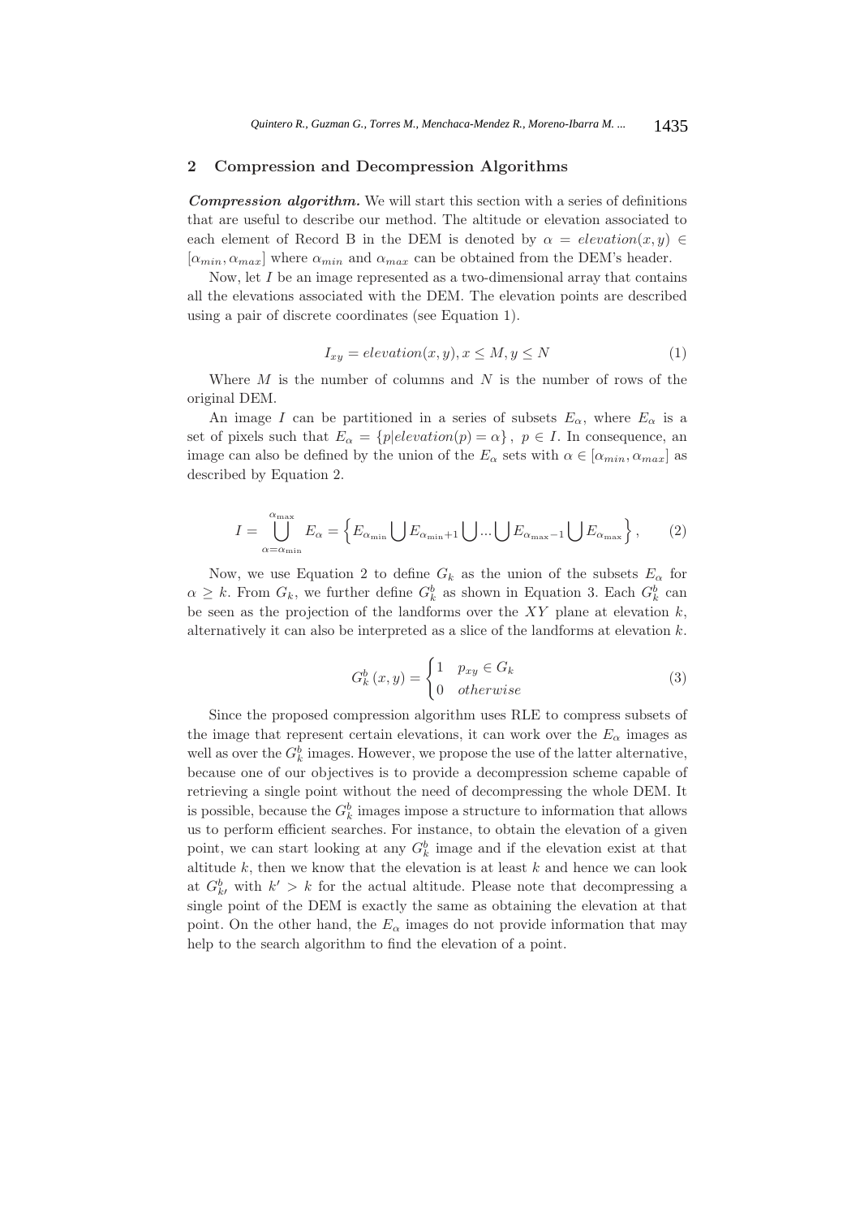## 2 Compression and Decompression Algorithms

***Compression algorithm.*** We will start this section with a series of definitions that are useful to describe our method. The altitude or elevation associated to each element of Record B in the DEM is denoted by $\alpha = elevation(x, y) \in [\alpha_{min}, \alpha_{max}]$ where $\alpha_{min}$ and $\alpha_{max}$ can be obtained from the DEM's header.

Now, let $I$ be an image represented as a two-dimensional array that contains all the elevations associated with the DEM. The elevation points are described using a pair of discrete coordinates (see Equation 1).

$$I_{xy} = elevation(x, y), x \leq M, y \leq N \tag{1}$$

Where $M$ is the number of columns and $N$ is the number of rows of the original DEM.

An image $I$ can be partitioned in a series of subsets $E_\alpha$, where $E_\alpha$ is a set of pixels such that $E_\alpha = \{p | elevation(p) = \alpha\}$, $p \in I$. In consequence, an image can also be defined by the union of the $E_\alpha$ sets with $\alpha \in [\alpha_{min}, \alpha_{max}]$ as described by Equation 2.

$$I = \bigcup_{\alpha=\alpha_{\min}}^{\alpha_{\max}} E_\alpha = \left\{ E_{\alpha_{\min}} \bigcup E_{\alpha_{\min}+1} \bigcup ... \bigcup E_{\alpha_{\max}-1} \bigcup E_{\alpha_{\max}} \right\}, \tag{2}$$

Now, we use Equation 2 to define $G_k$ as the union of the subsets $E_\alpha$ for $\alpha \geq k$. From $G_k$, we further define $G_k^b$ as shown in Equation 3. Each $G_k^b$ can be seen as the projection of the landforms over the $XY$ plane at elevation $k$, alternatively it can also be interpreted as a slice of the landforms at elevation $k$.

$$G_k^b(x, y) = \begin{cases} 1 & p_{xy} \in G_k \\ 0 & otherwise \end{cases} \tag{3}$$

Since the proposed compression algorithm uses RLE to compress subsets of the image that represent certain elevations, it can work over the $E_\alpha$ images as well as over the $G_k^b$ images. However, we propose the use of the latter alternative, because one of our objectives is to provide a decompression scheme capable of retrieving a single point without the need of decompressing the whole DEM. It is possible, because the $G_k^b$ images impose a structure to information that allows us to perform efficient searches. For instance, to obtain the elevation of a given point, we can start looking at any $G_k^b$ image and if the elevation exist at that altitude $k$, then we know that the elevation is at least $k$ and hence we can look at $G_{k'}^b$ with $k' > k$ for the actual altitude. Please note that decompressing a single point of the DEM is exactly the same as obtaining the elevation at that point. On the other hand, the $E_\alpha$ images do not provide information that may help to the search algorithm to find the elevation of a point.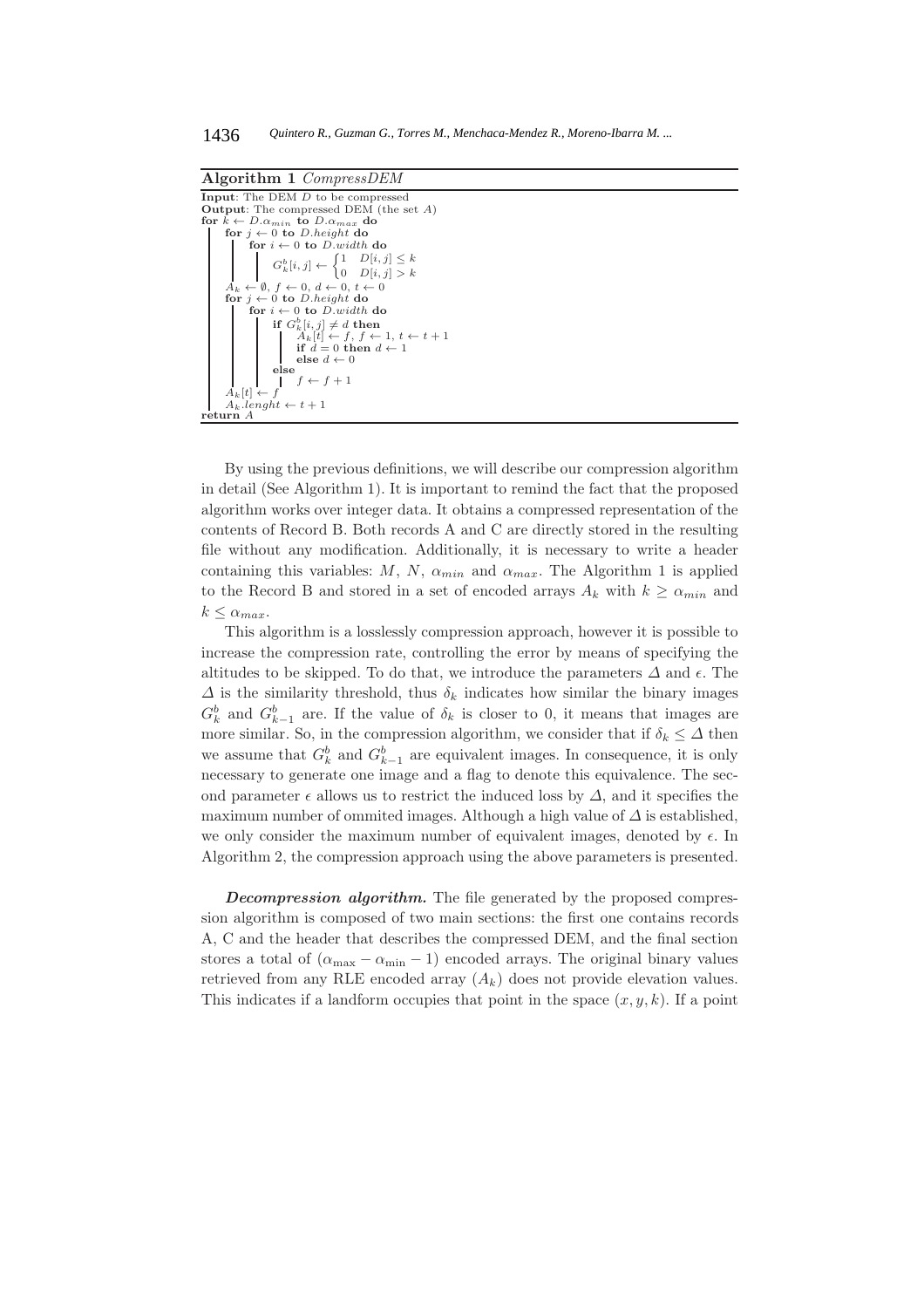**Algorithm 1** *CompressDEM*

```
Input: The DEM D to be compressed
Output: The compressed DEM (the set A)
for k ← D.α_min to D.α_max do
    for j ← 0 to D.height do
        for i ← 0 to D.width do
            G^b_k[i,j] ← { 1  D[i,j] ≤ k
                          { 0  D[i,j] > k
    A_k ← ∅, f ← 0, d ← 0, t ← 0
    for j ← 0 to D.height do
        for i ← 0 to D.width do
            if G^b_k[i,j] ≠ d then
                A_k[t] ← f, f ← 1, t ← t + 1
                if d = 0 then d ← 1
                else d ← 0
            else
                f ← f + 1
    A_k[t] ← f
    A_k.lenght ← t + 1
return A
```

By using the previous definitions, we will describe our compression algorithm in detail (See Algorithm 1). It is important to remind the fact that the proposed algorithm works over integer data. It obtains a compressed representation of the contents of Record B. Both records A and C are directly stored in the resulting file without any modification. Additionally, it is necessary to write a header containing this variables: $M$, $N$, $\alpha_{min}$ and $\alpha_{max}$. The Algorithm 1 is applied to the Record B and stored in a set of encoded arrays $A_k$ with $k \geq \alpha_{min}$ and $k \leq \alpha_{max}$.

This algorithm is a losslessly compression approach, however it is possible to increase the compression rate, controlling the error by means of specifying the altitudes to be skipped. To do that, we introduce the parameters $\Delta$ and $\epsilon$. The $\Delta$ is the similarity threshold, thus $\delta_k$ indicates how similar the binary images $G^b_k$ and $G^b_{k-1}$ are. If the value of $\delta_k$ is closer to 0, it means that images are more similar. So, in the compression algorithm, we consider that if $\delta_k \leq \Delta$ then we assume that $G^b_k$ and $G^b_{k-1}$ are equivalent images. In consequence, it is only necessary to generate one image and a flag to denote this equivalence. The second parameter $\epsilon$ allows us to restrict the induced loss by $\Delta$, and it specifies the maximum number of ommited images. Although a high value of $\Delta$ is established, we only consider the maximum number of equivalent images, denoted by $\epsilon$. In Algorithm 2, the compression approach using the above parameters is presented.

***Decompression algorithm.*** The file generated by the proposed compression algorithm is composed of two main sections: the first one contains records A, C and the header that describes the compressed DEM, and the final section stores a total of $(\alpha_{\max} - \alpha_{\min} - 1)$ encoded arrays. The original binary values retrieved from any RLE encoded array $(A_k)$ does not provide elevation values. This indicates if a landform occupies that point in the space $(x, y, k)$. If a point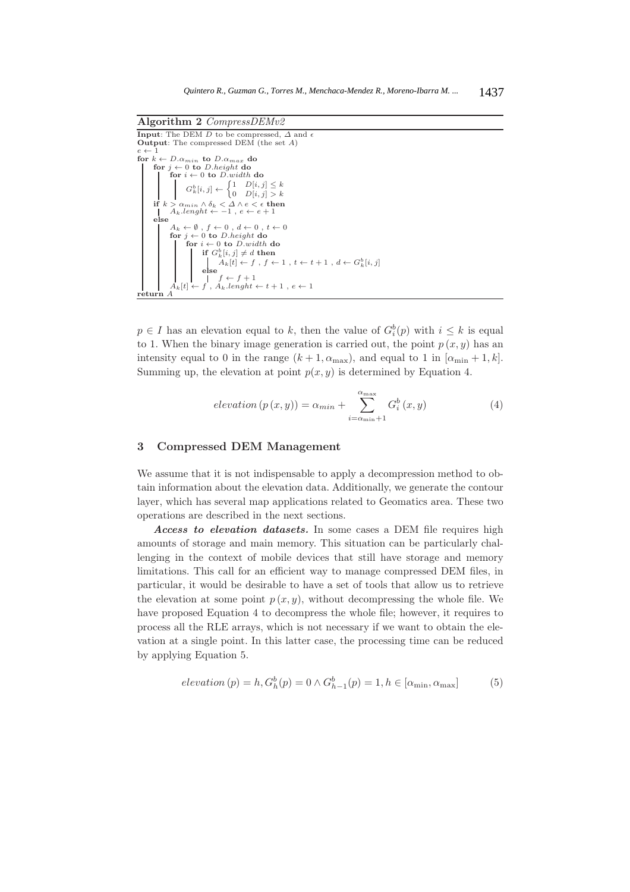**Algorithm 2** *CompressDEMv2*

```
Input: The DEM D to be compressed, Δ and ϵ
Output: The compressed DEM (the set A)
e ← 1
for k ← D.α_min to D.α_max do
    for j ← 0 to D.height do
        for i ← 0 to D.width do
            G^b_k[i, j] ← { 1   D[i, j] ≤ k
                          { 0   D[i, j] > k
    if k > α_min ∧ δ_k < Δ ∧ e < ϵ then
        A_k.lenght ← −1 , e ← e + 1
    else
        A_k ← ∅ , f ← 0 , d ← 0 , t ← 0
        for j ← 0 to D.height do
            for i ← 0 to D.width do
                if G^b_k[i, j] ≠ d then
                    A_k[t] ← f , f ← 1 , t ← t + 1 , d ← G^b_k[i, j]
                else
                    f ← f + 1
        A_k[t] ← f , A_k.lenght ← t + 1 , e ← 1
return A
```

$p \in I$ has an elevation equal to $k$, then the value of $G_i^b(p)$ with $i \leq k$ is equal to 1. When the binary image generation is carried out, the point $p(x, y)$ has an intensity equal to 0 in the range $(k+1, \alpha_{\max})$, and equal to 1 in $[\alpha_{\min}+1, k]$. Summing up, the elevation at point $p(x, y)$ is determined by Equation 4.

$$elevation\,(p\,(x,y)) = \alpha_{min} + \sum_{i=\alpha_{\min}+1}^{\alpha_{\max}} G_i^b\,(x,y) \tag{4}$$

## 3 Compressed DEM Management

We assume that it is not indispensable to apply a decompression method to obtain information about the elevation data. Additionally, we generate the contour layer, which has several map applications related to Geomatics area. These two operations are described in the next sections.

***Access to elevation datasets.*** In some cases a DEM file requires high amounts of storage and main memory. This situation can be particularly challenging in the context of mobile devices that still have storage and memory limitations. This call for an efficient way to manage compressed DEM files, in particular, it would be desirable to have a set of tools that allow us to retrieve the elevation at some point $p(x, y)$, without decompressing the whole file. We have proposed Equation 4 to decompress the whole file; however, it requires to process all the RLE arrays, which is not necessary if we want to obtain the elevation at a single point. In this latter case, the processing time can be reduced by applying Equation 5.

$$elevation\,(p) = h, G_h^b(p) = 0 \wedge G_{h-1}^b(p) = 1, h \in [\alpha_{\min}, \alpha_{\max}] \tag{5}$$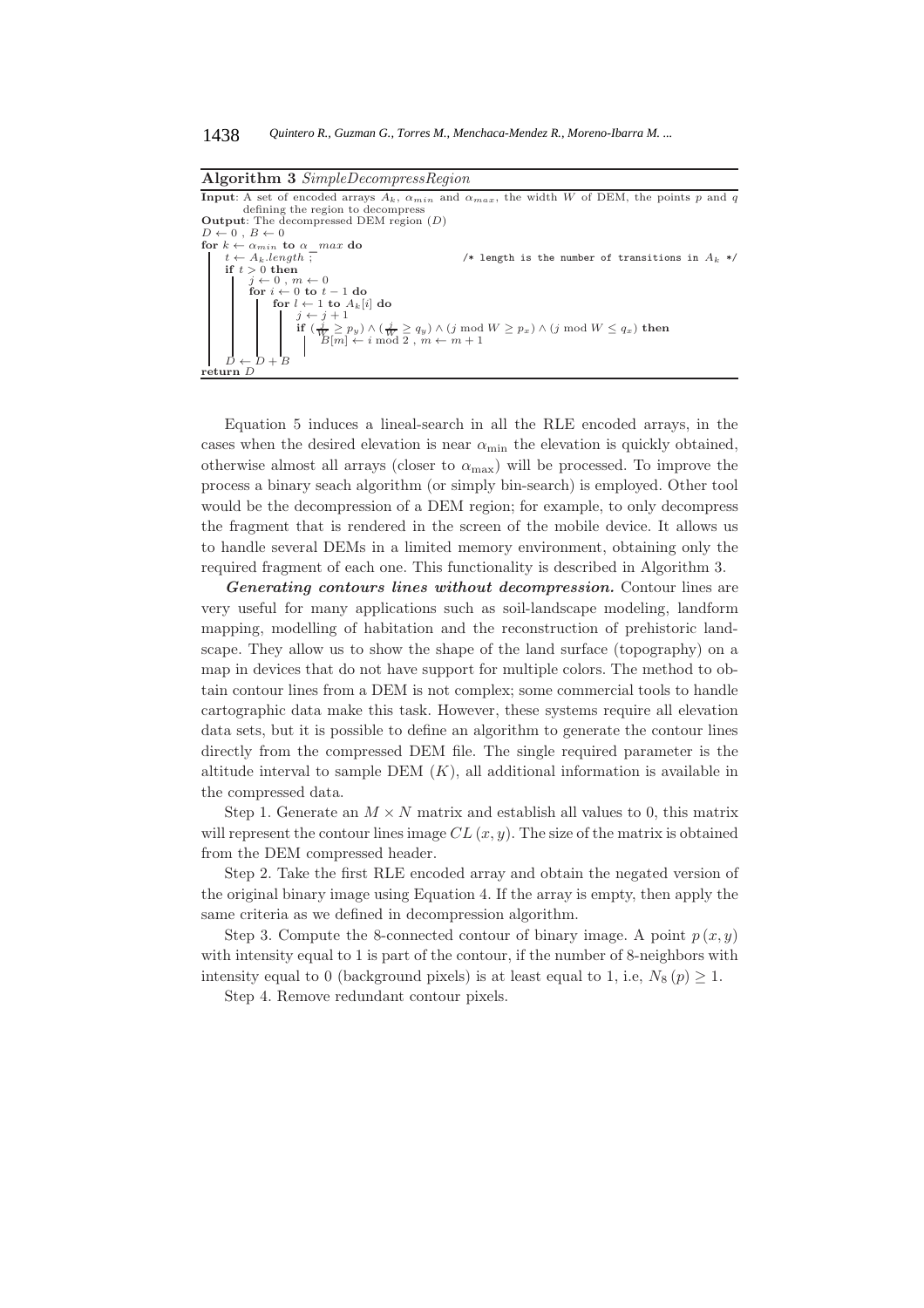**Algorithm 3** *SimpleDecompressRegion*

```
Input: A set of encoded arrays A_k, α_min and α_max, the width W of DEM, the points p and q
       defining the region to decompress
Output: The decompressed DEM region (D)
D ← 0 , B ← 0
for k ← α_min to α_max do
    t ← A_k.length ;                          /* length is the number of transitions in A_k */
    if t > 0 then
        j ← 0 , m ← 0
        for i ← 0 to t − 1 do
            for l ← 1 to A_k[i] do
                j ← j + 1
                if (j/W ≥ p_y) ∧ (j/W ≥ q_y) ∧ (j mod W ≥ p_x) ∧ (j mod W ≤ q_x) then
                    B[m] ← i mod 2 , m ← m + 1
    D ← D + B
return D
```

Equation 5 induces a lineal-search in all the RLE encoded arrays, in the cases when the desired elevation is near $\alpha_{\min}$ the elevation is quickly obtained, otherwise almost all arrays (closer to $\alpha_{\max}$) will be processed. To improve the process a binary seach algorithm (or simply bin-search) is employed. Other tool would be the decompression of a DEM region; for example, to only decompress the fragment that is rendered in the screen of the mobile device. It allows us to handle several DEMs in a limited memory environment, obtaining only the required fragment of each one. This functionality is described in Algorithm 3.

***Generating contours lines without decompression.*** Contour lines are very useful for many applications such as soil-landscape modeling, landform mapping, modelling of habitation and the reconstruction of prehistoric landscape. They allow us to show the shape of the land surface (topography) on a map in devices that do not have support for multiple colors. The method to obtain contour lines from a DEM is not complex; some commercial tools to handle cartographic data make this task. However, these systems require all elevation data sets, but it is possible to define an algorithm to generate the contour lines directly from the compressed DEM file. The single required parameter is the altitude interval to sample DEM ($K$), all additional information is available in the compressed data.

Step 1. Generate an $M \times N$ matrix and establish all values to 0, this matrix will represent the contour lines image $CL(x, y)$. The size of the matrix is obtained from the DEM compressed header.

Step 2. Take the first RLE encoded array and obtain the negated version of the original binary image using Equation 4. If the array is empty, then apply the same criteria as we defined in decompression algorithm.

Step 3. Compute the 8-connected contour of binary image. A point $p(x, y)$ with intensity equal to 1 is part of the contour, if the number of 8-neighbors with intensity equal to 0 (background pixels) is at least equal to 1, i.e, $N_8(p) \geq 1$.

Step 4. Remove redundant contour pixels.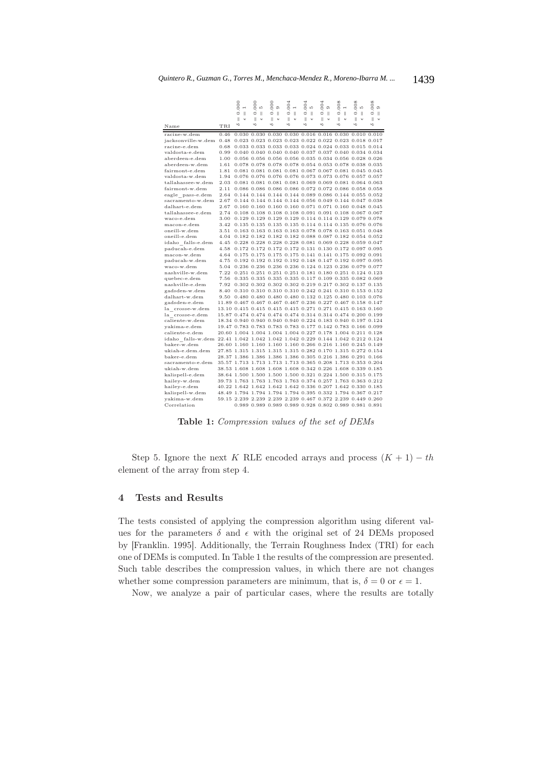| Name | TRI | $\delta = 0.000$ $\epsilon = 1$ | $\delta = 0.000$ $\epsilon = 5$ | $\delta = 0.000$ $\epsilon = 9$ | $\delta = 0.004$ $\epsilon = 1$ | $\delta = 0.004$ $\epsilon = 5$ | $\delta = 0.004$ $\epsilon = 9$ | $\delta = 0.008$ $\epsilon = 1$ | $\delta = 0.008$ $\epsilon = 5$ | $\delta = 0.008$ $\epsilon = 9$ |
|---|---|---|---|---|---|---|---|---|---|---|
| racine-w.dem | 0.46 | 0.030 | 0.030 | 0.030 | 0.030 | 0.016 | 0.016 | 0.030 | 0.010 | 0.010 |
| jacksonville-w.dem | 0.48 | 0.023 | 0.023 | 0.023 | 0.023 | 0.022 | 0.022 | 0.023 | 0.018 | 0.017 |
| racine-e.dem | 0.68 | 0.033 | 0.033 | 0.033 | 0.033 | 0.024 | 0.024 | 0.033 | 0.015 | 0.014 |
| valdosta-e.dem | 0.99 | 0.040 | 0.040 | 0.040 | 0.040 | 0.037 | 0.037 | 0.040 | 0.034 | 0.034 |
| aberdeen-e.dem | 1.00 | 0.056 | 0.056 | 0.056 | 0.056 | 0.035 | 0.034 | 0.056 | 0.028 | 0.026 |
| aberdeen-w.dem | 1.61 | 0.078 | 0.078 | 0.078 | 0.078 | 0.054 | 0.053 | 0.078 | 0.038 | 0.035 |
| fairmont-e.dem | 1.81 | 0.081 | 0.081 | 0.081 | 0.081 | 0.067 | 0.067 | 0.081 | 0.045 | 0.045 |
| valdosta-w.dem | 1.94 | 0.076 | 0.076 | 0.076 | 0.076 | 0.073 | 0.073 | 0.076 | 0.057 | 0.057 |
| tallahassee-w.dem | 2.03 | 0.081 | 0.081 | 0.081 | 0.081 | 0.069 | 0.069 | 0.081 | 0.064 | 0.063 |
| fairmont-w.dem | 2.11 | 0.086 | 0.086 | 0.086 | 0.086 | 0.072 | 0.072 | 0.086 | 0.058 | 0.058 |
| eagle_pass-e.dem | 2.64 | 0.144 | 0.144 | 0.144 | 0.144 | 0.089 | 0.086 | 0.144 | 0.055 | 0.052 |
| sacramento-w.dem | 2.67 | 0.144 | 0.144 | 0.144 | 0.144 | 0.056 | 0.049 | 0.144 | 0.047 | 0.038 |
| dalhart-e.dem | 2.67 | 0.160 | 0.160 | 0.160 | 0.160 | 0.071 | 0.071 | 0.160 | 0.048 | 0.045 |
| tallahassee-e.dem | 2.74 | 0.108 | 0.108 | 0.108 | 0.108 | 0.091 | 0.091 | 0.108 | 0.067 | 0.067 |
| waco-e.dem | 3.00 | 0.129 | 0.129 | 0.129 | 0.129 | 0.114 | 0.114 | 0.129 | 0.079 | 0.078 |
| macon-e.dem | 3.42 | 0.135 | 0.135 | 0.135 | 0.135 | 0.114 | 0.114 | 0.135 | 0.076 | 0.076 |
| oneill-w.dem | 3.51 | 0.163 | 0.163 | 0.163 | 0.163 | 0.078 | 0.078 | 0.163 | 0.051 | 0.048 |
| oneill-e.dem | 4.04 | 0.182 | 0.182 | 0.182 | 0.182 | 0.088 | 0.087 | 0.182 | 0.054 | 0.052 |
| idaho_falls-e.dem | 4.45 | 0.228 | 0.228 | 0.228 | 0.228 | 0.081 | 0.069 | 0.228 | 0.059 | 0.047 |
| paducah-e.dem | 4.58 | 0.172 | 0.172 | 0.172 | 0.172 | 0.131 | 0.130 | 0.172 | 0.097 | 0.095 |
| macon-w.dem | 4.64 | 0.175 | 0.175 | 0.175 | 0.175 | 0.141 | 0.141 | 0.175 | 0.092 | 0.091 |
| paducah-w.dem | 4.75 | 0.192 | 0.192 | 0.192 | 0.192 | 0.148 | 0.147 | 0.192 | 0.097 | 0.095 |
| waco-w.dem | 5.04 | 0.236 | 0.236 | 0.236 | 0.236 | 0.124 | 0.123 | 0.236 | 0.079 | 0.077 |
| nashville-w.dem | 7.22 | 0.251 | 0.251 | 0.251 | 0.251 | 0.181 | 0.180 | 0.251 | 0.124 | 0.123 |
| quebec-e.dem | 7.56 | 0.335 | 0.335 | 0.335 | 0.335 | 0.117 | 0.109 | 0.335 | 0.082 | 0.069 |
| nashville-e.dem | 7.92 | 0.302 | 0.302 | 0.302 | 0.302 | 0.219 | 0.217 | 0.302 | 0.137 | 0.135 |
| gadsden-w.dem | 8.40 | 0.310 | 0.310 | 0.310 | 0.310 | 0.242 | 0.241 | 0.310 | 0.153 | 0.152 |
| dalhart-w.dem | 9.50 | 0.480 | 0.480 | 0.480 | 0.480 | 0.132 | 0.125 | 0.480 | 0.103 | 0.076 |
| gadsden-e.dem | 11.89 | 0.467 | 0.467 | 0.467 | 0.467 | 0.236 | 0.227 | 0.467 | 0.158 | 0.147 |
| la_crosse-w.dem | 13.10 | 0.415 | 0.415 | 0.415 | 0.415 | 0.271 | 0.271 | 0.415 | 0.163 | 0.160 |
| la_crosse-e.dem | 15.87 | 0.474 | 0.474 | 0.474 | 0.474 | 0.314 | 0.314 | 0.474 | 0.200 | 0.199 |
| caliente-w.dem | 18.34 | 0.940 | 0.940 | 0.940 | 0.940 | 0.224 | 0.183 | 0.940 | 0.197 | 0.124 |
| yakima-e.dem | 19.47 | 0.783 | 0.783 | 0.783 | 0.783 | 0.177 | 0.142 | 0.783 | 0.166 | 0.099 |
| caliente-e.dem | 20.60 | 1.004 | 1.004 | 1.004 | 1.004 | 0.227 | 0.178 | 1.004 | 0.211 | 0.128 |
| idaho_falls-w.dem | 22.41 | 1.042 | 1.042 | 1.042 | 1.042 | 0.229 | 0.144 | 1.042 | 0.212 | 0.124 |
| baker-w.dem | 26.60 | 1.160 | 1.160 | 1.160 | 1.160 | 0.266 | 0.216 | 1.160 | 0.245 | 0.149 |
| ukiah-e.dem.dem | 27.85 | 1.315 | 1.315 | 1.315 | 1.315 | 0.282 | 0.170 | 1.315 | 0.272 | 0.154 |
| baker-e.dem | 28.37 | 1.386 | 1.386 | 1.386 | 1.386 | 0.305 | 0.216 | 1.386 | 0.291 | 0.166 |
| sacramento-e.dem | 35.57 | 1.713 | 1.713 | 1.713 | 1.713 | 0.365 | 0.208 | 1.713 | 0.353 | 0.204 |
| ukiah-w.dem | 38.53 | 1.608 | 1.608 | 1.608 | 1.608 | 0.342 | 0.226 | 1.608 | 0.339 | 0.185 |
| kalispell-e.dem | 38.64 | 1.500 | 1.500 | 1.500 | 1.500 | 0.321 | 0.224 | 1.500 | 0.315 | 0.175 |
| hailey-w.dem | 39.73 | 1.763 | 1.763 | 1.763 | 1.763 | 0.374 | 0.257 | 1.763 | 0.363 | 0.212 |
| hailey-e.dem | 40.22 | 1.642 | 1.642 | 1.642 | 1.642 | 0.336 | 0.207 | 1.642 | 0.330 | 0.185 |
| kalispell-w.dem | 48.49 | 1.794 | 1.794 | 1.794 | 1.794 | 0.395 | 0.332 | 1.794 | 0.367 | 0.217 |
| yakima-w.dem | 59.15 | 2.239 | 2.239 | 2.239 | 2.239 | 0.467 | 0.372 | 2.239 | 0.449 | 0.260 |
| Correlation | | 0.989 | 0.989 | 0.989 | 0.989 | 0.928 | 0.802 | 0.989 | 0.981 | 0.891 |

**Table 1:** *Compression values of the set of DEMs*

Step 5. Ignore the next $K$ RLE encoded arrays and process $(K + 1) - th$ element of the array from step 4.

## 4 Tests and Results

The tests consisted of applying the compression algorithm using diferent values for the parameters $\delta$ and $\epsilon$ with the original set of 24 DEMs proposed by [Franklin. 1995]. Additionally, the Terrain Roughness Index (TRI) for each one of DEMs is computed. In Table 1 the results of the compression are presented. Such table describes the compression values, in which there are not changes whether some compression parameters are minimum, that is, $\delta = 0$ or $\epsilon = 1$.

Now, we analyze a pair of particular cases, where the results are totally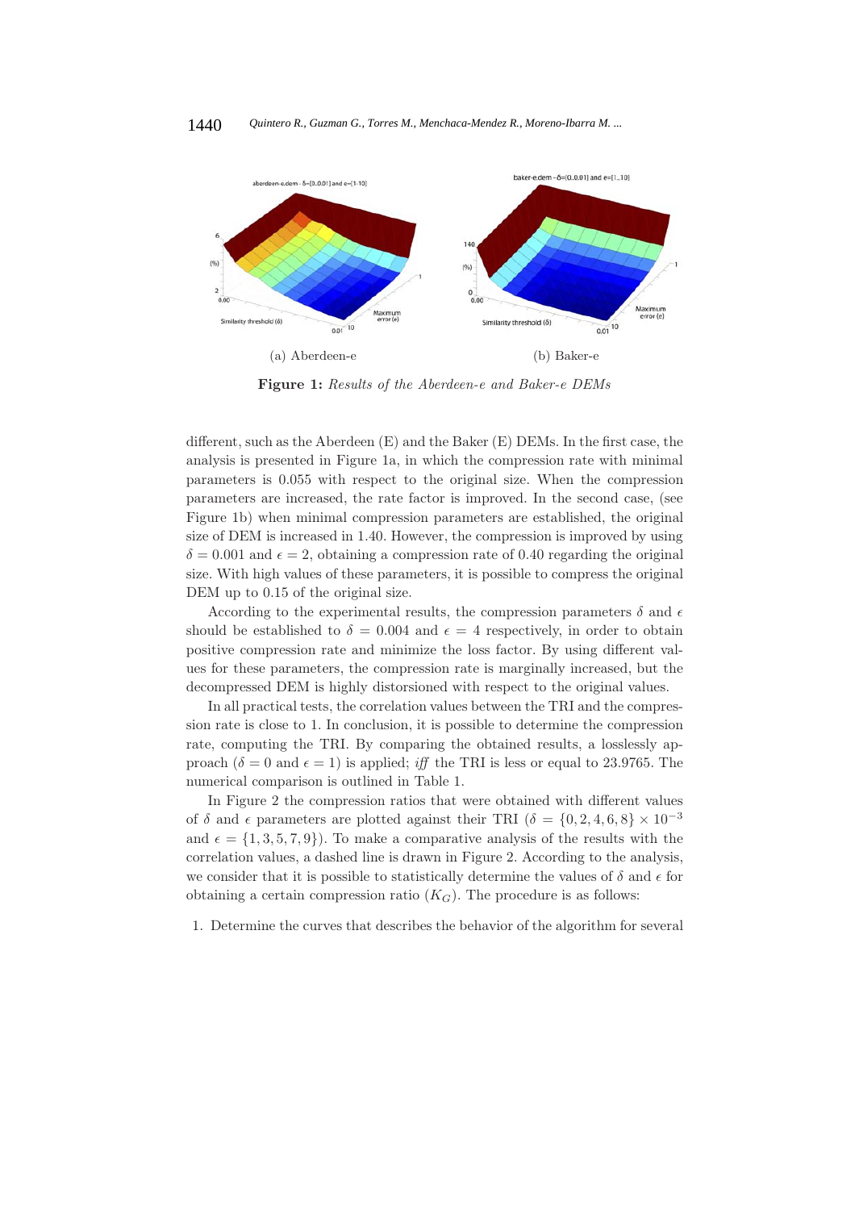(a) Aberdeen-e

(b) Baker-e

**Figure 1:** *Results of the Aberdeen-e and Baker-e DEMs*

different, such as the Aberdeen (E) and the Baker (E) DEMs. In the first case, the analysis is presented in Figure 1a, in which the compression rate with minimal parameters is 0.055 with respect to the original size. When the compression parameters are increased, the rate factor is improved. In the second case, (see Figure 1b) when minimal compression parameters are established, the original size of DEM is increased in 1.40. However, the compression is improved by using $\delta = 0.001$ and $\epsilon = 2$, obtaining a compression rate of 0.40 regarding the original size. With high values of these parameters, it is possible to compress the original DEM up to 0.15 of the original size.

According to the experimental results, the compression parameters $\delta$ and $\epsilon$ should be established to $\delta = 0.004$ and $\epsilon = 4$ respectively, in order to obtain positive compression rate and minimize the loss factor. By using different values for these parameters, the compression rate is marginally increased, but the decompressed DEM is highly distorsioned with respect to the original values.

In all practical tests, the correlation values between the TRI and the compression rate is close to 1. In conclusion, it is possible to determine the compression rate, computing the TRI. By comparing the obtained results, a losslessly approach ($\delta = 0$ and $\epsilon = 1$) is applied; *iff* the TRI is less or equal to 23.9765. The numerical comparison is outlined in Table 1.

In Figure 2 the compression ratios that were obtained with different values of $\delta$ and $\epsilon$ parameters are plotted against their TRI ($\delta = \{0, 2, 4, 6, 8\} \times 10^{-3}$ and $\epsilon = \{1, 3, 5, 7, 9\}$). To make a comparative analysis of the results with the correlation values, a dashed line is drawn in Figure 2. According to the analysis, we consider that it is possible to statistically determine the values of $\delta$ and $\epsilon$ for obtaining a certain compression ratio ($K_G$). The procedure is as follows:

1. Determine the curves that describes the behavior of the algorithm for several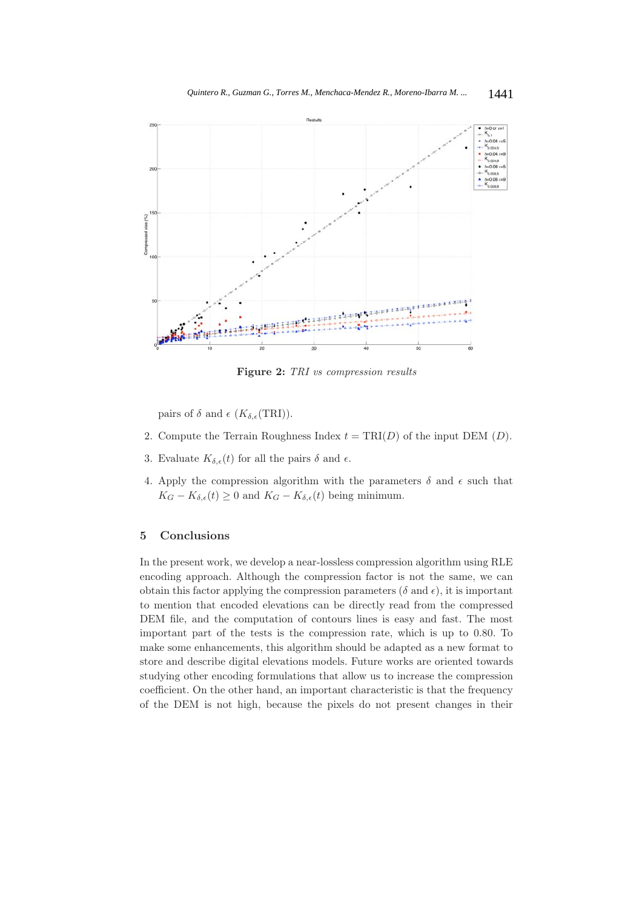**Figure 2:** *TRI vs compression results*

pairs of $\delta$ and $\epsilon$ ($K_{\delta,\epsilon}(\text{TRI})$).

2. Compute the Terrain Roughness Index $t = \text{TRI}(D)$ of the input DEM ($D$).
3. Evaluate $K_{\delta,\epsilon}(t)$ for all the pairs $\delta$ and $\epsilon$.
4. Apply the compression algorithm with the parameters $\delta$ and $\epsilon$ such that $K_G - K_{\delta,\epsilon}(t) \geq 0$ and $K_G - K_{\delta,\epsilon}(t)$ being minimum.

## 5 Conclusions

In the present work, we develop a near-lossless compression algorithm using RLE encoding approach. Although the compression factor is not the same, we can obtain this factor applying the compression parameters ($\delta$ and $\epsilon$), it is important to mention that encoded elevations can be directly read from the compressed DEM file, and the computation of contours lines is easy and fast. The most important part of the tests is the compression rate, which is up to 0.80. To make some enhancements, this algorithm should be adapted as a new format to store and describe digital elevations models. Future works are oriented towards studying other encoding formulations that allow us to increase the compression coefficient. On the other hand, an important characteristic is that the frequency of the DEM is not high, because the pixels do not present changes in their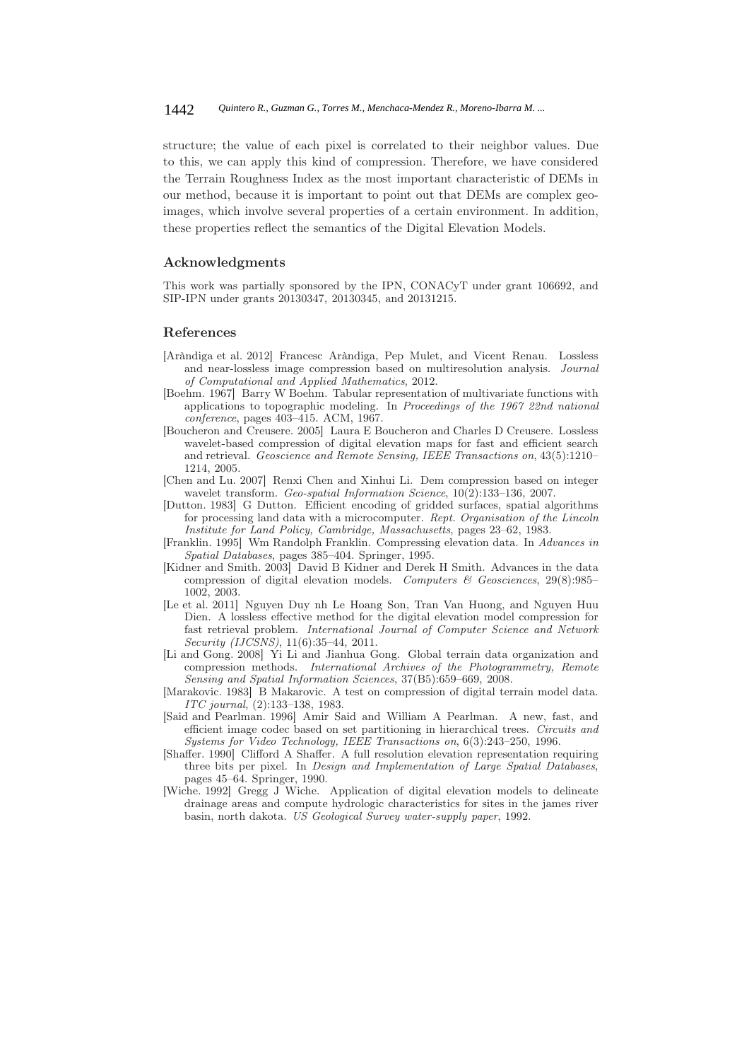structure; the value of each pixel is correlated to their neighbor values. Due to this, we can apply this kind of compression. Therefore, we have considered the Terrain Roughness Index as the most important characteristic of DEMs in our method, because it is important to point out that DEMs are complex geo-images, which involve several properties of a certain environment. In addition, these properties reflect the semantics of the Digital Elevation Models.

## Acknowledgments

This work was partially sponsored by the IPN, CONACyT under grant 106692, and SIP-IPN under grants 20130347, 20130345, and 20131215.

## References

[Aràndiga et al. 2012] Francesc Aràndiga, Pep Mulet, and Vicent Renau. Lossless and near-lossless image compression based on multiresolution analysis. *Journal of Computational and Applied Mathematics*, 2012.

[Boehm. 1967] Barry W Boehm. Tabular representation of multivariate functions with applications to topographic modeling. In *Proceedings of the 1967 22nd national conference*, pages 403–415. ACM, 1967.

[Boucheron and Creusere. 2005] Laura E Boucheron and Charles D Creusere. Lossless wavelet-based compression of digital elevation maps for fast and efficient search and retrieval. *Geoscience and Remote Sensing, IEEE Transactions on*, 43(5):1210–1214, 2005.

[Chen and Lu. 2007] Renxi Chen and Xinhui Li. Dem compression based on integer wavelet transform. *Geo-spatial Information Science*, 10(2):133–136, 2007.

[Dutton. 1983] G Dutton. Efficient encoding of gridded surfaces, spatial algorithms for processing land data with a microcomputer. *Rept. Organisation of the Lincoln Institute for Land Policy, Cambridge, Massachusetts*, pages 23–62, 1983.

[Franklin. 1995] Wm Randolph Franklin. Compressing elevation data. In *Advances in Spatial Databases*, pages 385–404. Springer, 1995.

[Kidner and Smith. 2003] David B Kidner and Derek H Smith. Advances in the data compression of digital elevation models. *Computers & Geosciences*, 29(8):985–1002, 2003.

[Le et al. 2011] Nguyen Duy nh Le Hoang Son, Tran Van Huong, and Nguyen Huu Dien. A lossless effective method for the digital elevation model compression for fast retrieval problem. *International Journal of Computer Science and Network Security (IJCSNS)*, 11(6):35–44, 2011.

[Li and Gong. 2008] Yi Li and Jianhua Gong. Global terrain data organization and compression methods. *International Archives of the Photogrammetry, Remote Sensing and Spatial Information Sciences*, 37(B5):659–669, 2008.

[Marakovic. 1983] B Makarovic. A test on compression of digital terrain model data. *ITC journal*, (2):133–138, 1983.

[Said and Pearlman. 1996] Amir Said and William A Pearlman. A new, fast, and efficient image codec based on set partitioning in hierarchical trees. *Circuits and Systems for Video Technology, IEEE Transactions on*, 6(3):243–250, 1996.

[Shaffer. 1990] Clifford A Shaffer. A full resolution elevation representation requiring three bits per pixel. In *Design and Implementation of Large Spatial Databases*, pages 45–64. Springer, 1990.

[Wiche. 1992] Gregg J Wiche. Application of digital elevation models to delineate drainage areas and compute hydrologic characteristics for sites in the james river basin, north dakota. *US Geological Survey water-supply paper*, 1992.